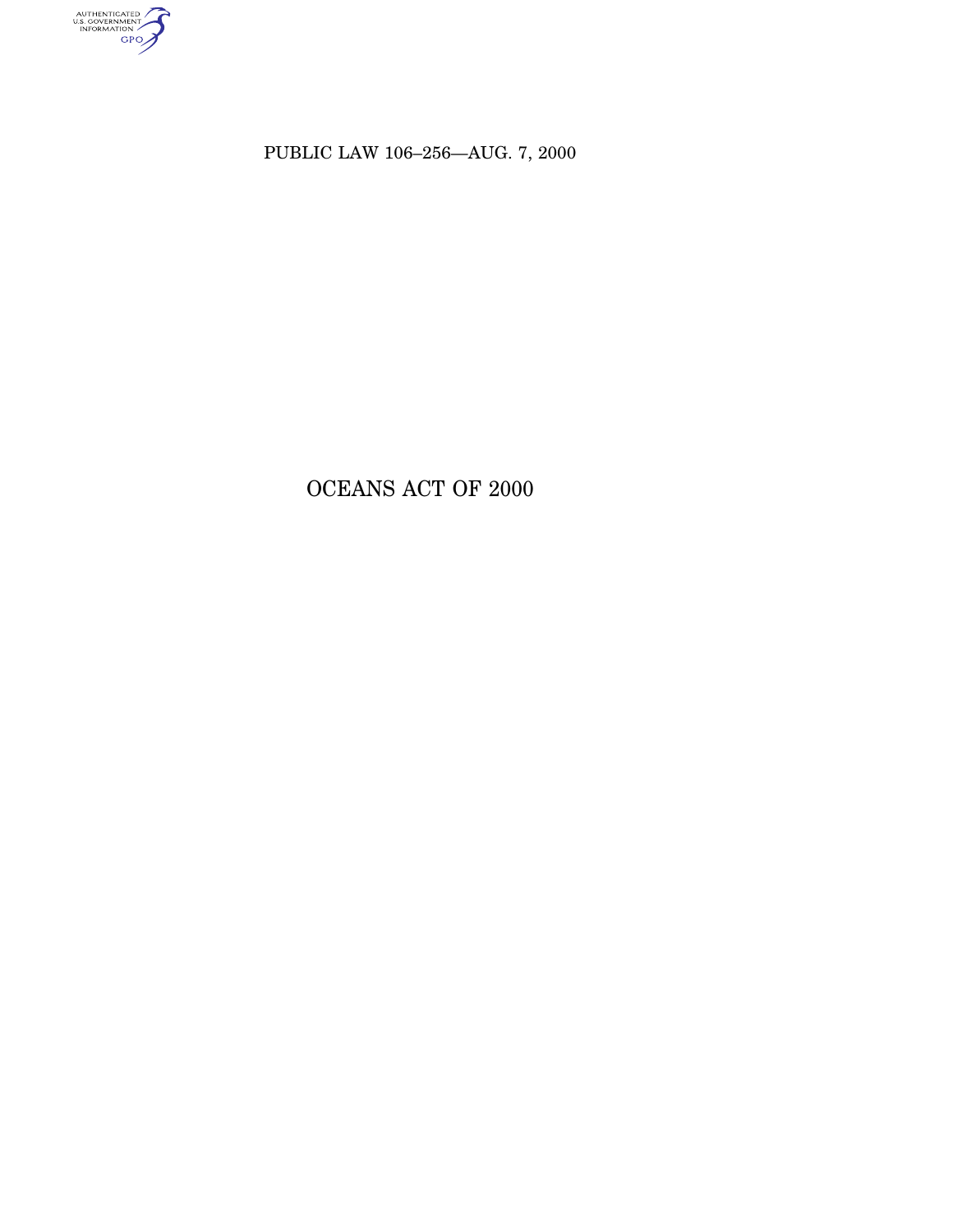PUBLIC LAW 106–256—AUG. 7, 2000

# OCEANS ACT OF 2000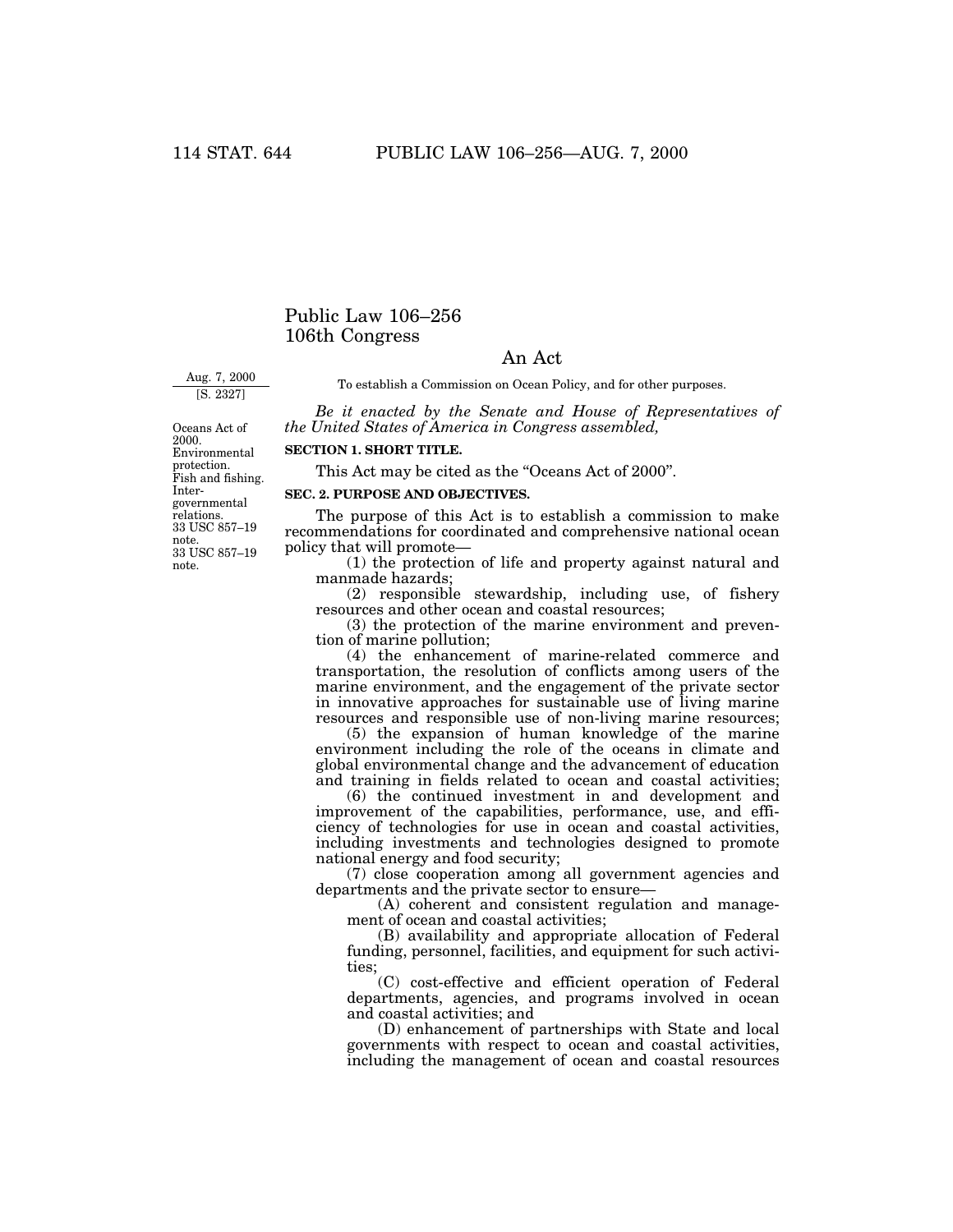# Public Law 106–256
# 106th Congress

## An Act

Aug. 7, 2000
[S. 2327]

To establish a Commission on Ocean Policy, and for other purposes.

*Be it enacted by the Senate and House of Representatives of the United States of America in Congress assembled,*

Oceans Act of 2000. Environmental protection. Fish and fishing. Intergovernmental relations. 33 USC 857–19 note.

**SECTION 1. SHORT TITLE.**

This Act may be cited as the "Oceans Act of 2000".

33 USC 857–19 note.

**SEC. 2. PURPOSE AND OBJECTIVES.**

The purpose of this Act is to establish a commission to make recommendations for coordinated and comprehensive national ocean policy that will promote—

(1) the protection of life and property against natural and manmade hazards;

(2) responsible stewardship, including use, of fishery resources and other ocean and coastal resources;

(3) the protection of the marine environment and prevention of marine pollution;

(4) the enhancement of marine-related commerce and transportation, the resolution of conflicts among users of the marine environment, and the engagement of the private sector in innovative approaches for sustainable use of living marine resources and responsible use of non-living marine resources;

(5) the expansion of human knowledge of the marine environment including the role of the oceans in climate and global environmental change and the advancement of education and training in fields related to ocean and coastal activities;

(6) the continued investment in and development and improvement of the capabilities, performance, use, and efficiency of technologies for use in ocean and coastal activities, including investments and technologies designed to promote national energy and food security;

(7) close cooperation among all government agencies and departments and the private sector to ensure—

(A) coherent and consistent regulation and management of ocean and coastal activities;

(B) availability and appropriate allocation of Federal funding, personnel, facilities, and equipment for such activities;

(C) cost-effective and efficient operation of Federal departments, agencies, and programs involved in ocean and coastal activities; and

(D) enhancement of partnerships with State and local governments with respect to ocean and coastal activities, including the management of ocean and coastal resources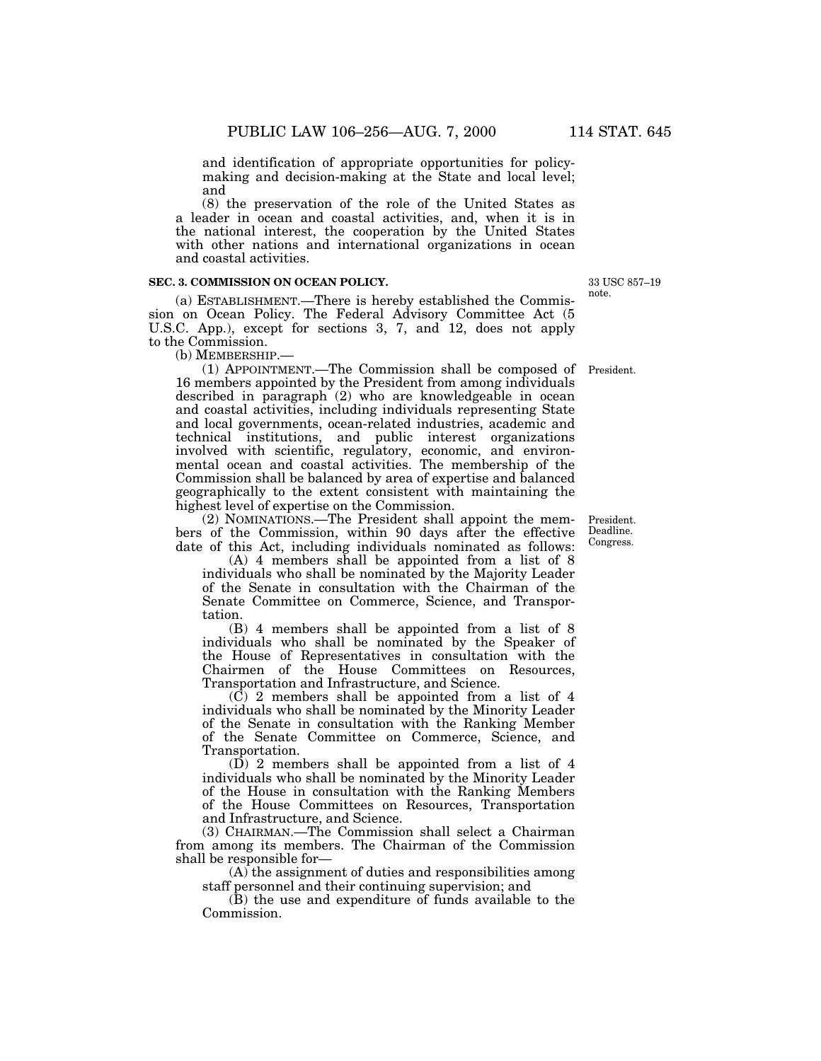and identification of appropriate opportunities for policy-making and decision-making at the State and local level; and

(8) the preservation of the role of the United States as a leader in ocean and coastal activities, and, when it is in the national interest, the cooperation by the United States with other nations and international organizations in ocean and coastal activities.

**SEC. 3. COMMISSION ON OCEAN POLICY.**

33 USC 857–19 note.

(a) ESTABLISHMENT.—There is hereby established the Commission on Ocean Policy. The Federal Advisory Committee Act (5 U.S.C. App.), except for sections 3, 7, and 12, does not apply to the Commission.

(b) MEMBERSHIP.—

(1) APPOINTMENT.—The Commission shall be composed of 16 members appointed by the President from among individuals described in paragraph (2) who are knowledgeable in ocean and coastal activities, including individuals representing State and local governments, ocean-related industries, academic and technical institutions, and public interest organizations involved with scientific, regulatory, economic, and environmental ocean and coastal activities. The membership of the Commission shall be balanced by area of expertise and balanced geographically to the extent consistent with maintaining the highest level of expertise on the Commission.

President.

(2) NOMINATIONS.—The President shall appoint the members of the Commission, within 90 days after the effective date of this Act, including individuals nominated as follows:

President. Deadline. Congress.

(A) 4 members shall be appointed from a list of 8 individuals who shall be nominated by the Majority Leader of the Senate in consultation with the Chairman of the Senate Committee on Commerce, Science, and Transportation.

(B) 4 members shall be appointed from a list of 8 individuals who shall be nominated by the Speaker of the House of Representatives in consultation with the Chairmen of the House Committees on Resources, Transportation and Infrastructure, and Science.

(C) 2 members shall be appointed from a list of 4 individuals who shall be nominated by the Minority Leader of the Senate in consultation with the Ranking Member of the Senate Committee on Commerce, Science, and Transportation.

(D) 2 members shall be appointed from a list of 4 individuals who shall be nominated by the Minority Leader of the House in consultation with the Ranking Members of the House Committees on Resources, Transportation and Infrastructure, and Science.

(3) CHAIRMAN.—The Commission shall select a Chairman from among its members. The Chairman of the Commission shall be responsible for—

(A) the assignment of duties and responsibilities among staff personnel and their continuing supervision; and

(B) the use and expenditure of funds available to the Commission.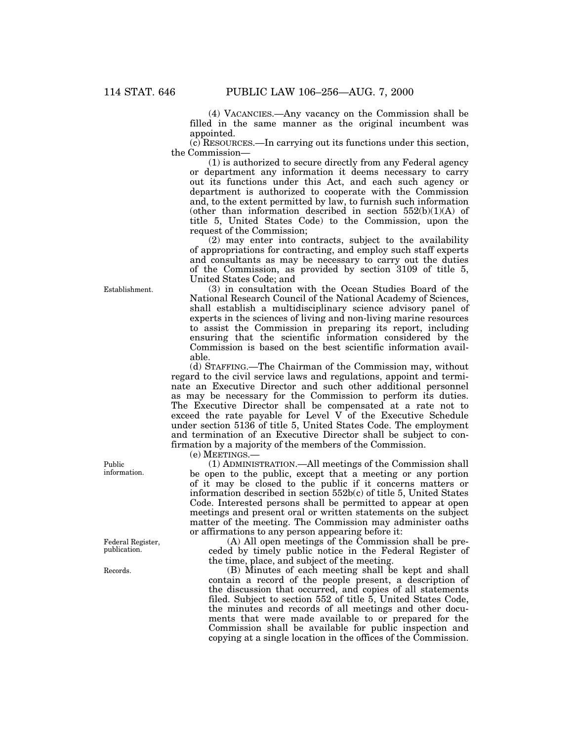(4) VACANCIES.—Any vacancy on the Commission shall be filled in the same manner as the original incumbent was appointed.

(c) RESOURCES.—In carrying out its functions under this section, the Commission—

(1) is authorized to secure directly from any Federal agency or department any information it deems necessary to carry out its functions under this Act, and each such agency or department is authorized to cooperate with the Commission and, to the extent permitted by law, to furnish such information (other than information described in section 552(b)(1)(A) of title 5, United States Code) to the Commission, upon the request of the Commission;

(2) may enter into contracts, subject to the availability of appropriations for contracting, and employ such staff experts and consultants as may be necessary to carry out the duties of the Commission, as provided by section 3109 of title 5, United States Code; and

Establishment.

(3) in consultation with the Ocean Studies Board of the National Research Council of the National Academy of Sciences, shall establish a multidisciplinary science advisory panel of experts in the sciences of living and non-living marine resources to assist the Commission in preparing its report, including ensuring that the scientific information considered by the Commission is based on the best scientific information available.

(d) STAFFING.—The Chairman of the Commission may, without regard to the civil service laws and regulations, appoint and terminate an Executive Director and such other additional personnel as may be necessary for the Commission to perform its duties. The Executive Director shall be compensated at a rate not to exceed the rate payable for Level V of the Executive Schedule under section 5136 of title 5, United States Code. The employment and termination of an Executive Director shall be subject to confirmation by a majority of the members of the Commission.

(e) MEETINGS.—

Public information.

(1) ADMINISTRATION.—All meetings of the Commission shall be open to the public, except that a meeting or any portion of it may be closed to the public if it concerns matters or information described in section 552b(c) of title 5, United States Code. Interested persons shall be permitted to appear at open meetings and present oral or written statements on the subject matter of the meeting. The Commission may administer oaths or affirmations to any person appearing before it:

Federal Register, publication.

(A) All open meetings of the Commission shall be preceded by timely public notice in the Federal Register of the time, place, and subject of the meeting.

Records.

(B) Minutes of each meeting shall be kept and shall contain a record of the people present, a description of the discussion that occurred, and copies of all statements filed. Subject to section 552 of title 5, United States Code, the minutes and records of all meetings and other documents that were made available to or prepared for the Commission shall be available for public inspection and copying at a single location in the offices of the Commission.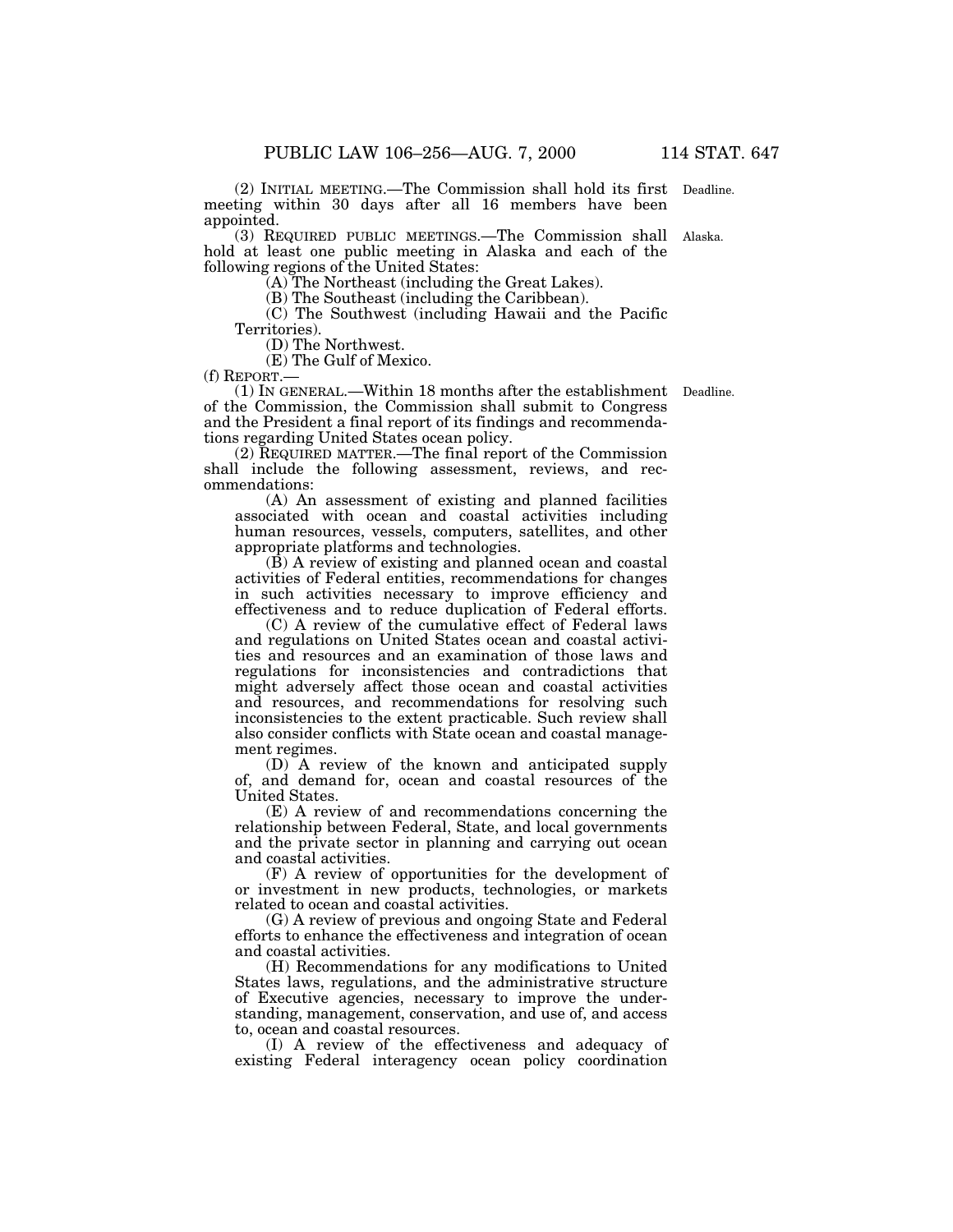(2) INITIAL MEETING.—The Commission shall hold its first meeting within 30 days after all 16 members have been appointed.

Deadline.

(3) REQUIRED PUBLIC MEETINGS.—The Commission shall hold at least one public meeting in Alaska and each of the following regions of the United States:

Alaska.

(A) The Northeast (including the Great Lakes).

(B) The Southeast (including the Caribbean).

(C) The Southwest (including Hawaii and the Pacific Territories).

(D) The Northwest.

(E) The Gulf of Mexico.

(f) REPORT.—

(1) IN GENERAL.—Within 18 months after the establishment of the Commission, the Commission shall submit to Congress and the President a final report of its findings and recommendations regarding United States ocean policy.

Deadline.

(2) REQUIRED MATTER.—The final report of the Commission shall include the following assessment, reviews, and recommendations:

(A) An assessment of existing and planned facilities associated with ocean and coastal activities including human resources, vessels, computers, satellites, and other appropriate platforms and technologies.

(B) A review of existing and planned ocean and coastal activities of Federal entities, recommendations for changes in such activities necessary to improve efficiency and effectiveness and to reduce duplication of Federal efforts.

(C) A review of the cumulative effect of Federal laws and regulations on United States ocean and coastal activities and resources and an examination of those laws and regulations for inconsistencies and contradictions that might adversely affect those ocean and coastal activities and resources, and recommendations for resolving such inconsistencies to the extent practicable. Such review shall also consider conflicts with State ocean and coastal management regimes.

(D) A review of the known and anticipated supply of, and demand for, ocean and coastal resources of the United States.

(E) A review of and recommendations concerning the relationship between Federal, State, and local governments and the private sector in planning and carrying out ocean and coastal activities.

(F) A review of opportunities for the development of or investment in new products, technologies, or markets related to ocean and coastal activities.

(G) A review of previous and ongoing State and Federal efforts to enhance the effectiveness and integration of ocean and coastal activities.

(H) Recommendations for any modifications to United States laws, regulations, and the administrative structure of Executive agencies, necessary to improve the understanding, management, conservation, and use of, and access to, ocean and coastal resources.

(I) A review of the effectiveness and adequacy of existing Federal interagency ocean policy coordination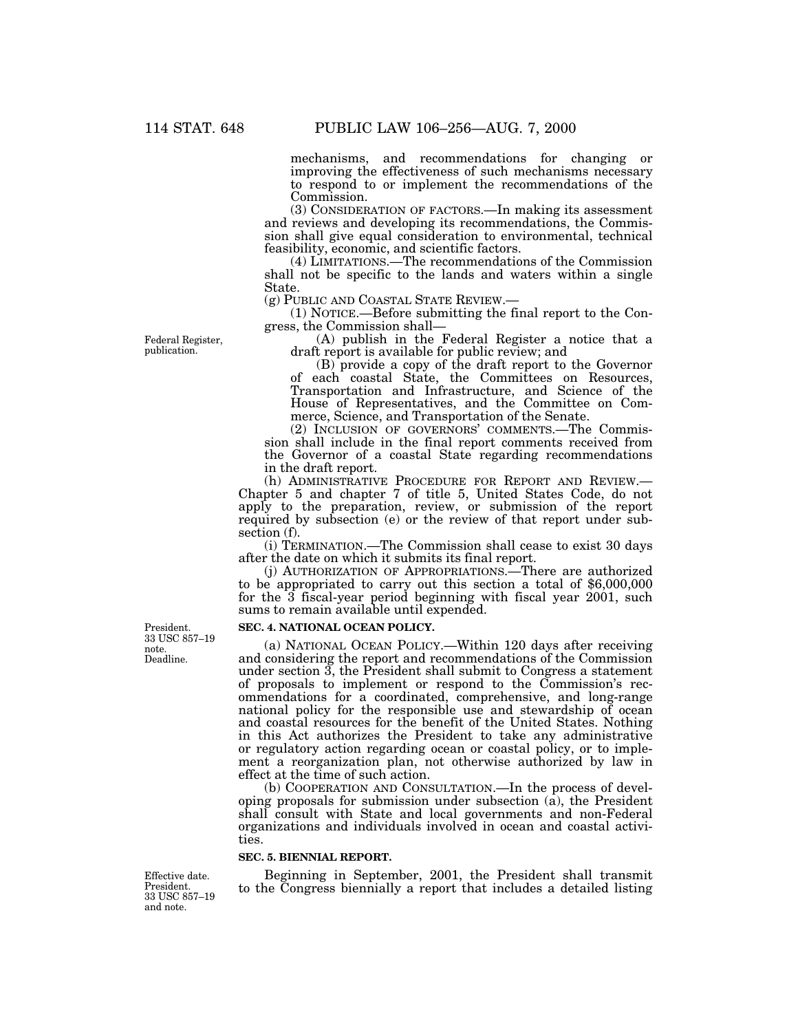mechanisms, and recommendations for changing or improving the effectiveness of such mechanisms necessary to respond to or implement the recommendations of the Commission.

(3) CONSIDERATION OF FACTORS.—In making its assessment and reviews and developing its recommendations, the Commission shall give equal consideration to environmental, technical feasibility, economic, and scientific factors.

(4) LIMITATIONS.—The recommendations of the Commission shall not be specific to the lands and waters within a single State.

(g) PUBLIC AND COASTAL STATE REVIEW.—

(1) NOTICE.—Before submitting the final report to the Congress, the Commission shall—

Federal Register, publication.

(A) publish in the Federal Register a notice that a draft report is available for public review; and

(B) provide a copy of the draft report to the Governor of each coastal State, the Committees on Resources, Transportation and Infrastructure, and Science of the House of Representatives, and the Committee on Commerce, Science, and Transportation of the Senate.

(2) INCLUSION OF GOVERNORS' COMMENTS.—The Commission shall include in the final report comments received from the Governor of a coastal State regarding recommendations in the draft report.

(h) ADMINISTRATIVE PROCEDURE FOR REPORT AND REVIEW.—Chapter 5 and chapter 7 of title 5, United States Code, do not apply to the preparation, review, or submission of the report required by subsection (e) or the review of that report under subsection (f).

(i) TERMINATION.—The Commission shall cease to exist 30 days after the date on which it submits its final report.

(j) AUTHORIZATION OF APPROPRIATIONS.—There are authorized to be appropriated to carry out this section a total of $6,000,000 for the 3 fiscal-year period beginning with fiscal year 2001, such sums to remain available until expended.

President. 33 USC 857–19 note. Deadline.

**SEC. 4. NATIONAL OCEAN POLICY.**

(a) NATIONAL OCEAN POLICY.—Within 120 days after receiving and considering the report and recommendations of the Commission under section 3, the President shall submit to Congress a statement of proposals to implement or respond to the Commission's recommendations for a coordinated, comprehensive, and long-range national policy for the responsible use and stewardship of ocean and coastal resources for the benefit of the United States. Nothing in this Act authorizes the President to take any administrative or regulatory action regarding ocean or coastal policy, or to implement a reorganization plan, not otherwise authorized by law in effect at the time of such action.

(b) COOPERATION AND CONSULTATION.—In the process of developing proposals for submission under subsection (a), the President shall consult with State and local governments and non-Federal organizations and individuals involved in ocean and coastal activities.

**SEC. 5. BIENNIAL REPORT.**

Effective date. President. 33 USC 857–19 and note.

Beginning in September, 2001, the President shall transmit to the Congress biennially a report that includes a detailed listing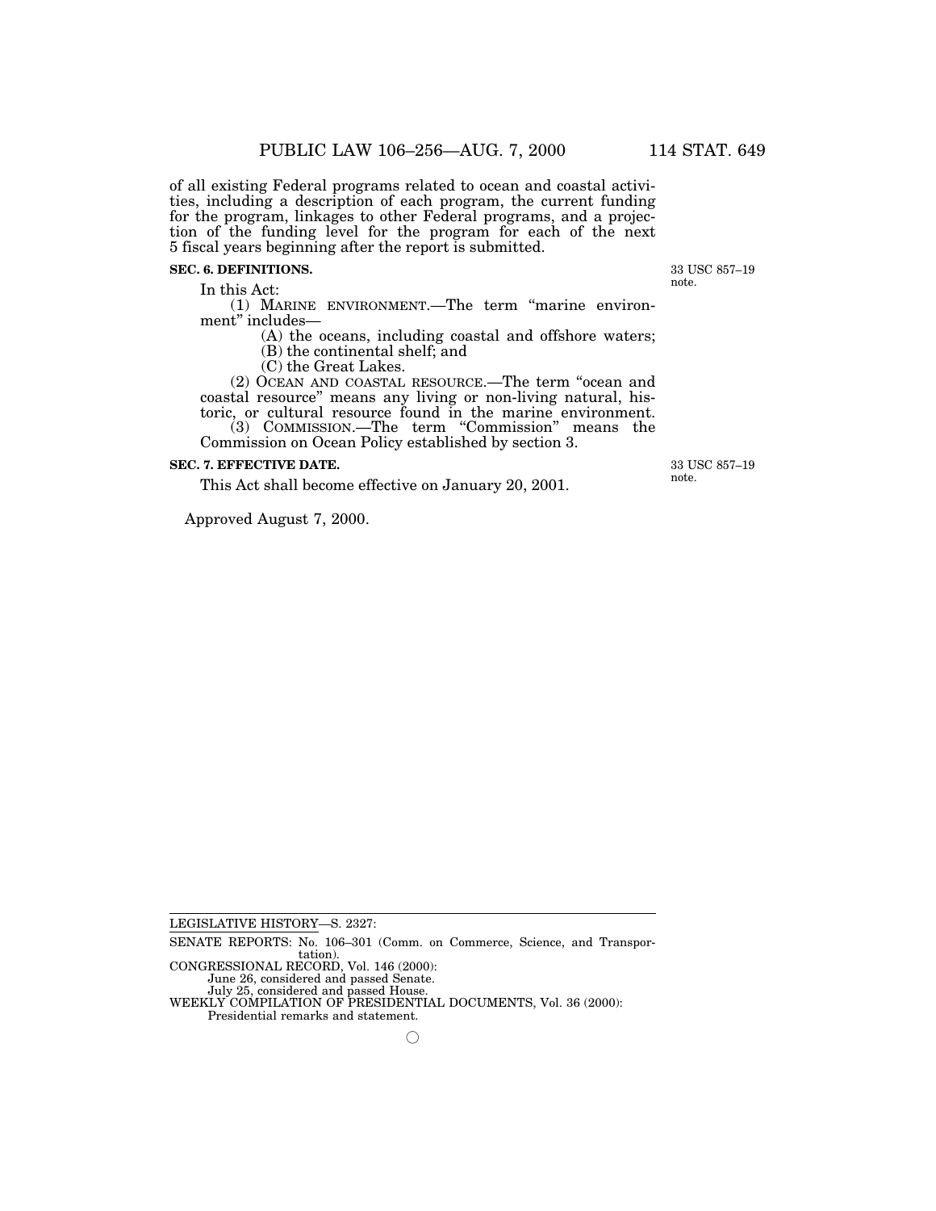of all existing Federal programs related to ocean and coastal activities, including a description of each program, the current funding for the program, linkages to other Federal programs, and a projection of the funding level for the program for each of the next 5 fiscal years beginning after the report is submitted.

**SEC. 6. DEFINITIONS.**

33 USC 857–19 note.

In this Act:

(1) MARINE ENVIRONMENT.—The term "marine environment" includes—

(A) the oceans, including coastal and offshore waters;

(B) the continental shelf; and

(C) the Great Lakes.

(2) OCEAN AND COASTAL RESOURCE.—The term "ocean and coastal resource" means any living or non-living natural, historic, or cultural resource found in the marine environment.

(3) COMMISSION.—The term "Commission" means the Commission on Ocean Policy established by section 3.

**SEC. 7. EFFECTIVE DATE.**

33 USC 857–19 note.

This Act shall become effective on January 20, 2001.

Approved August 7, 2000.

---

LEGISLATIVE HISTORY—S. 2327:

SENATE REPORTS: No. 106–301 (Comm. on Commerce, Science, and Transportation).

CONGRESSIONAL RECORD, Vol. 146 (2000):
June 26, considered and passed Senate.
July 25, considered and passed House.

WEEKLY COMPILATION OF PRESIDENTIAL DOCUMENTS, Vol. 36 (2000):
Presidential remarks and statement.